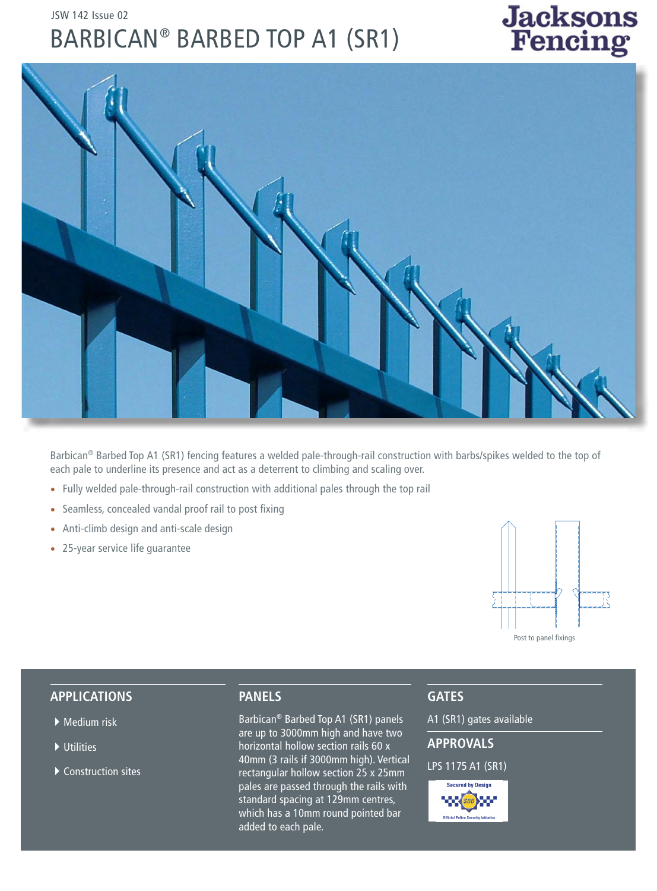JSW 142 Issue 02

# BARBICAN® BARBED TOP A1 (SR1)

Jacksons Fencing

Barbican® Barbed Top A1 (SR1) fencing features a welded pale-through-rail construction with barbs/spikes welded to the top of each pale to underline its presence and act as a deterrent to climbing and scaling over.

- Fully welded pale-through-rail construction with additional pales through the top rail
- Seamless, concealed vandal proof rail to post fixing
- Anti-climb design and anti-scale design
- 25-year service life guarantee

Post to panel fixings

## APPLICATIONS

- Medium risk
- Utilities
- Construction sites

## PANELS

Barbican® Barbed Top A1 (SR1) panels are up to 3000mm high and have two horizontal hollow section rails 60 x 40mm (3 rails if 3000mm high). Vertical rectangular hollow section 25 x 25mm pales are passed through the rails with standard spacing at 129mm centres, which has a 10mm round pointed bar added to each pale.

## GATES

A1 (SR1) gates available

## APPROVALS

LPS 1175 A1 (SR1)

Secured by Design

Official Police Security Initiative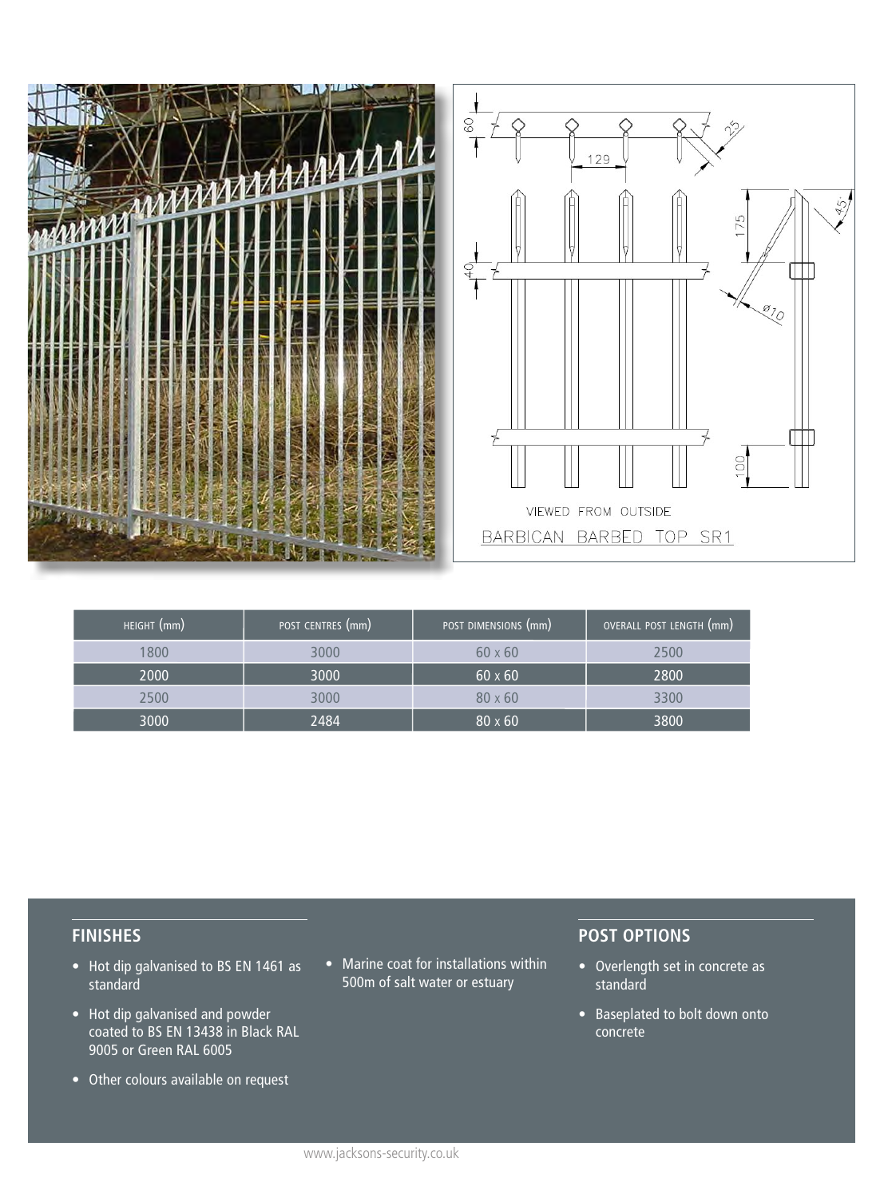| HEIGHT (mm) | POST CENTRES (mm) | POST DIMENSIONS (mm) | OVERALL POST LENGTH (mm) |
|---|---|---|---|
| 1800 | 3000 | 60 x 60 | 2500 |
| 2000 | 3000 | 60 x 60 | 2800 |
| 2500 | 3000 | 80 x 60 | 3300 |
| 3000 | 2484 | 80 x 60 | 3800 |

## FINISHES

- Hot dip galvanised to BS EN 1461 as standard
- Hot dip galvanised and powder coated to BS EN 13438 in Black RAL 9005 or Green RAL 6005
- Other colours available on request
- Marine coat for installations within 500m of salt water or estuary

## POST OPTIONS

- Overlength set in concrete as standard
- Baseplated to bolt down onto concrete

www.jacksons-security.co.uk